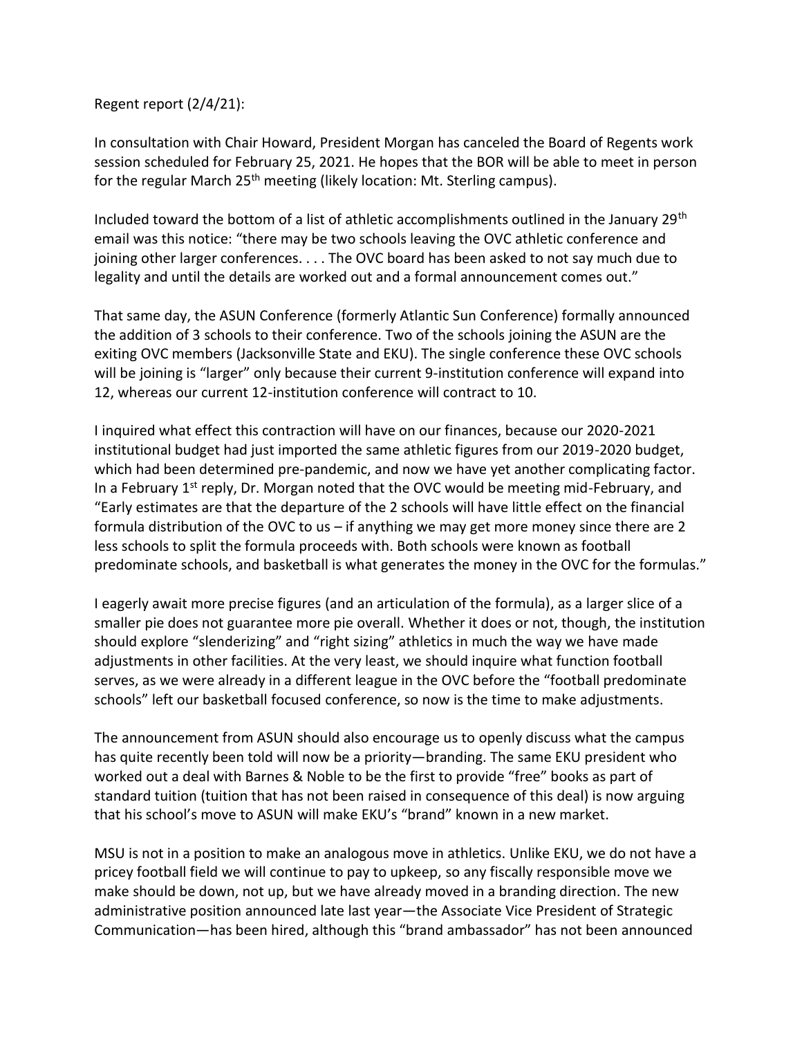Regent report (2/4/21):

In consultation with Chair Howard, President Morgan has canceled the Board of Regents work session scheduled for February 25, 2021. He hopes that the BOR will be able to meet in person for the regular March 25th meeting (likely location: Mt. Sterling campus).

Included toward the bottom of a list of athletic accomplishments outlined in the January 29th email was this notice: "there may be two schools leaving the OVC athletic conference and joining other larger conferences. . . . The OVC board has been asked to not say much due to legality and until the details are worked out and a formal announcement comes out."

That same day, the ASUN Conference (formerly Atlantic Sun Conference) formally announced the addition of 3 schools to their conference. Two of the schools joining the ASUN are the exiting OVC members (Jacksonville State and EKU). The single conference these OVC schools will be joining is "larger" only because their current 9-institution conference will expand into 12, whereas our current 12-institution conference will contract to 10.

I inquired what effect this contraction will have on our finances, because our 2020-2021 institutional budget had just imported the same athletic figures from our 2019-2020 budget, which had been determined pre-pandemic, and now we have yet another complicating factor. In a February 1st reply, Dr. Morgan noted that the OVC would be meeting mid-February, and "Early estimates are that the departure of the 2 schools will have little effect on the financial formula distribution of the OVC to us – if anything we may get more money since there are 2 less schools to split the formula proceeds with. Both schools were known as football predominate schools, and basketball is what generates the money in the OVC for the formulas."

I eagerly await more precise figures (and an articulation of the formula), as a larger slice of a smaller pie does not guarantee more pie overall. Whether it does or not, though, the institution should explore "slenderizing" and "right sizing" athletics in much the way we have made adjustments in other facilities. At the very least, we should inquire what function football serves, as we were already in a different league in the OVC before the "football predominate schools" left our basketball focused conference, so now is the time to make adjustments.

The announcement from ASUN should also encourage us to openly discuss what the campus has quite recently been told will now be a priority—branding. The same EKU president who worked out a deal with Barnes & Noble to be the first to provide "free" books as part of standard tuition (tuition that has not been raised in consequence of this deal) is now arguing that his school's move to ASUN will make EKU's "brand" known in a new market.

MSU is not in a position to make an analogous move in athletics. Unlike EKU, we do not have a pricey football field we will continue to pay to upkeep, so any fiscally responsible move we make should be down, not up, but we have already moved in a branding direction. The new administrative position announced late last year—the Associate Vice President of Strategic Communication—has been hired, although this "brand ambassador" has not been announced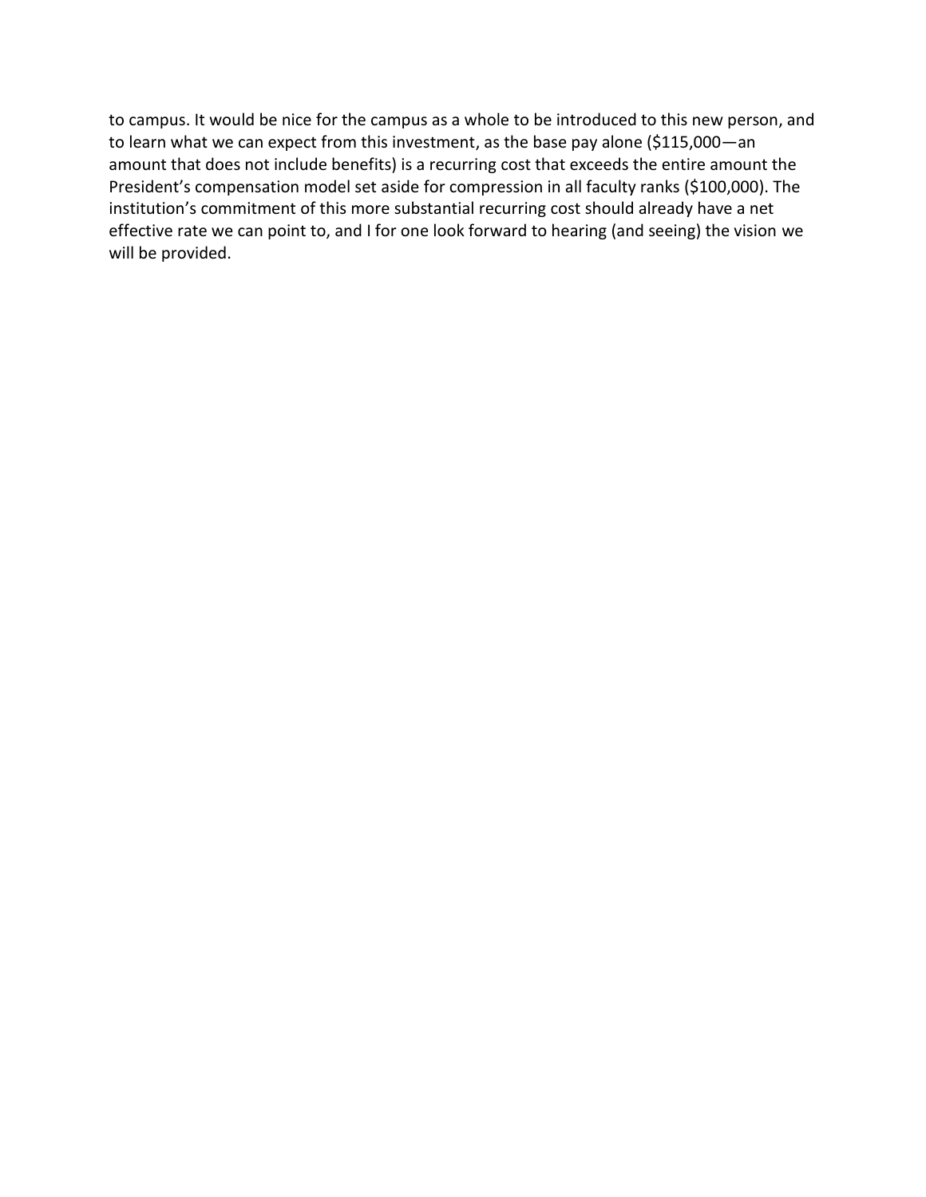to campus. It would be nice for the campus as a whole to be introduced to this new person, and to learn what we can expect from this investment, as the base pay alone ($115,000—an amount that does not include benefits) is a recurring cost that exceeds the entire amount the President's compensation model set aside for compression in all faculty ranks ($100,000). The institution's commitment of this more substantial recurring cost should already have a net effective rate we can point to, and I for one look forward to hearing (and seeing) the vision we will be provided.